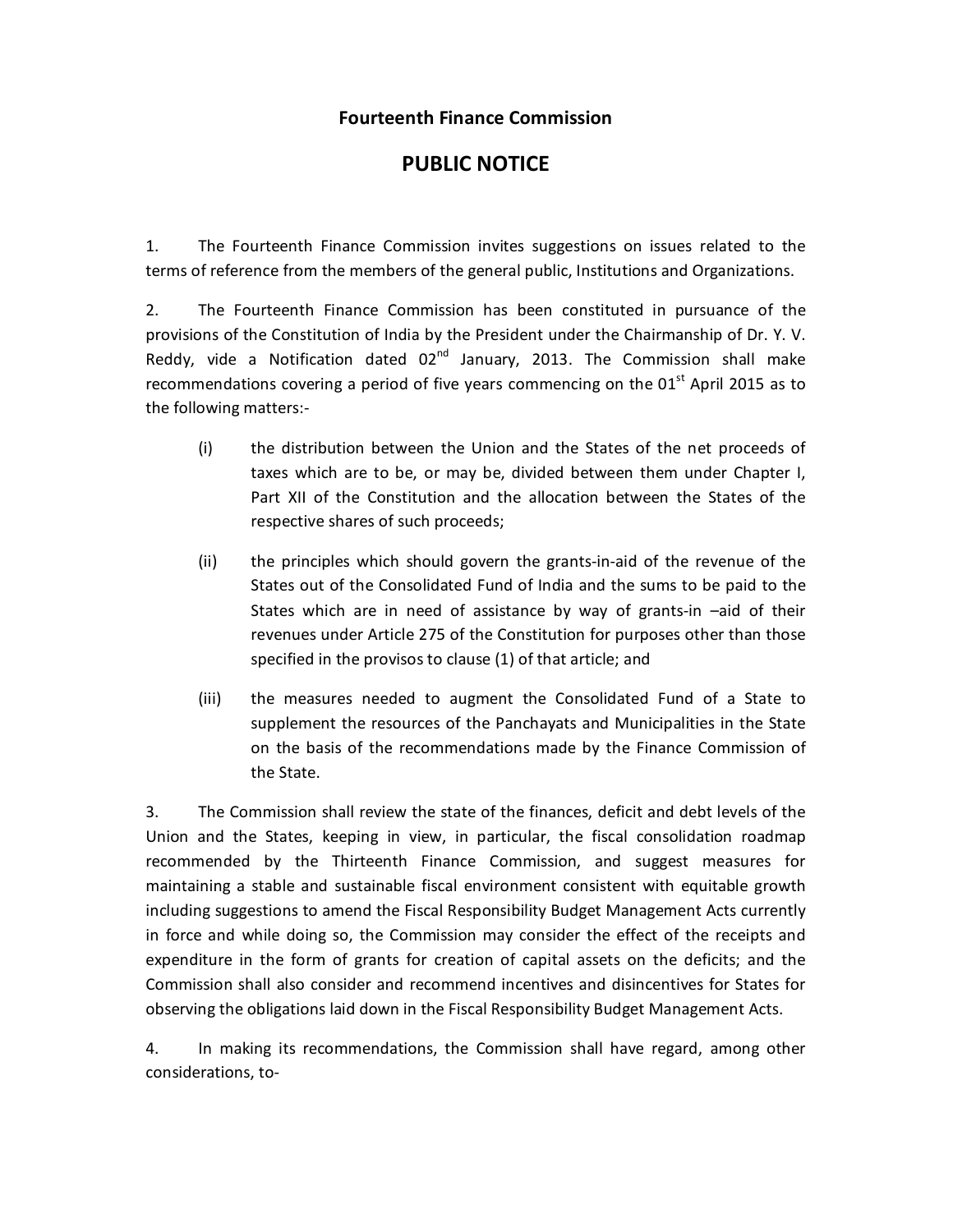# Fourteenth Finance Commission

## PUBLIC NOTICE

1. The Fourteenth Finance Commission invites suggestions on issues related to the terms of reference from the members of the general public, Institutions and Organizations.

2. The Fourteenth Finance Commission has been constituted in pursuance of the provisions of the Constitution of India by the President under the Chairmanship of Dr. Y. V. Reddy, vide a Notification dated 02nd January, 2013. The Commission shall make recommendations covering a period of five years commencing on the 01st April 2015 as to the following matters:-

   (i) the distribution between the Union and the States of the net proceeds of taxes which are to be, or may be, divided between them under Chapter I, Part XII of the Constitution and the allocation between the States of the respective shares of such proceeds;

   (ii) the principles which should govern the grants-in-aid of the revenue of the States out of the Consolidated Fund of India and the sums to be paid to the States which are in need of assistance by way of grants-in –aid of their revenues under Article 275 of the Constitution for purposes other than those specified in the provisos to clause (1) of that article; and

   (iii) the measures needed to augment the Consolidated Fund of a State to supplement the resources of the Panchayats and Municipalities in the State on the basis of the recommendations made by the Finance Commission of the State.

3. The Commission shall review the state of the finances, deficit and debt levels of the Union and the States, keeping in view, in particular, the fiscal consolidation roadmap recommended by the Thirteenth Finance Commission, and suggest measures for maintaining a stable and sustainable fiscal environment consistent with equitable growth including suggestions to amend the Fiscal Responsibility Budget Management Acts currently in force and while doing so, the Commission may consider the effect of the receipts and expenditure in the form of grants for creation of capital assets on the deficits; and the Commission shall also consider and recommend incentives and disincentives for States for observing the obligations laid down in the Fiscal Responsibility Budget Management Acts.

4. In making its recommendations, the Commission shall have regard, among other considerations, to-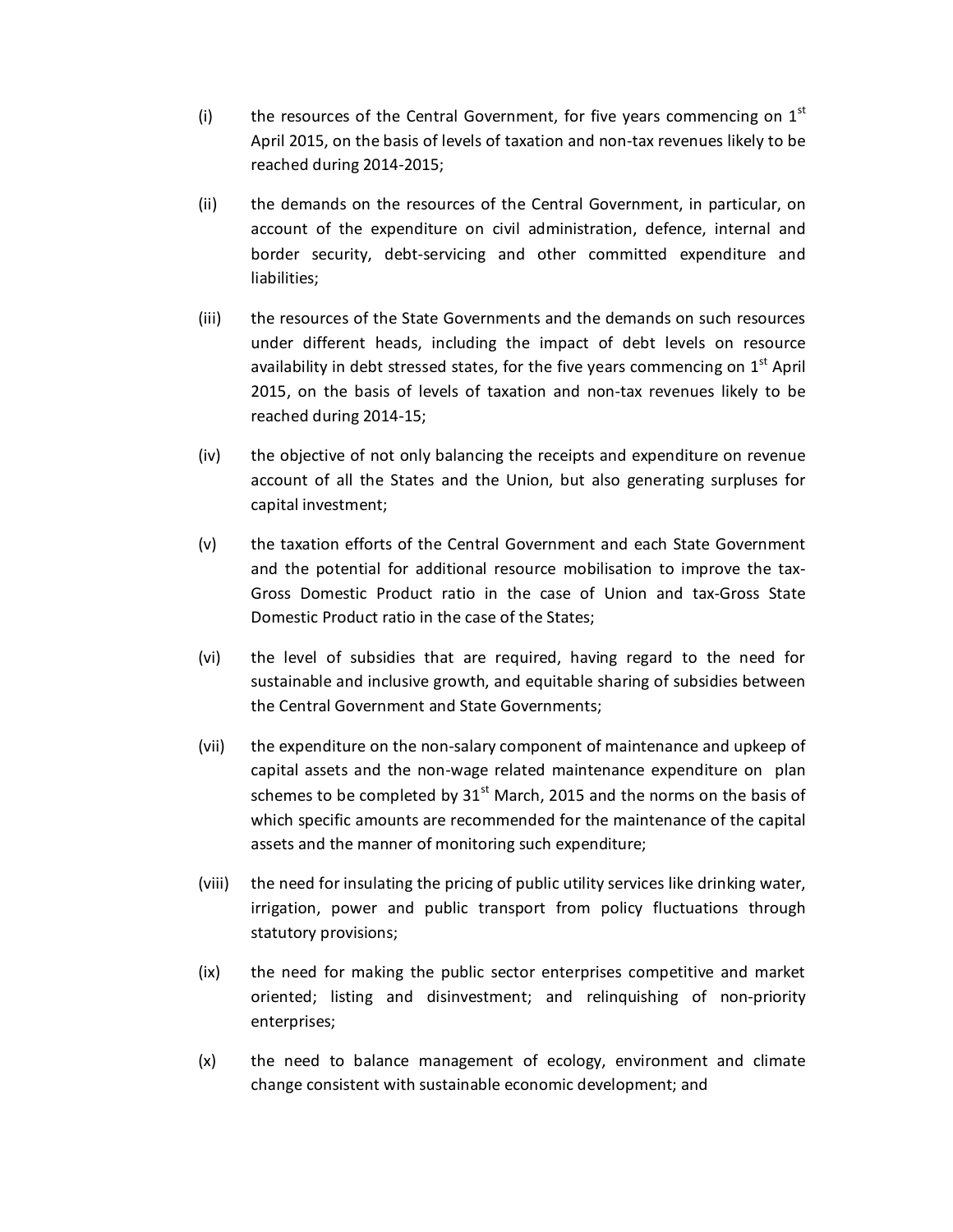(i) the resources of the Central Government, for five years commencing on 1st April 2015, on the basis of levels of taxation and non-tax revenues likely to be reached during 2014-2015;

(ii) the demands on the resources of the Central Government, in particular, on account of the expenditure on civil administration, defence, internal and border security, debt-servicing and other committed expenditure and liabilities;

(iii) the resources of the State Governments and the demands on such resources under different heads, including the impact of debt levels on resource availability in debt stressed states, for the five years commencing on 1st April 2015, on the basis of levels of taxation and non-tax revenues likely to be reached during 2014-15;

(iv) the objective of not only balancing the receipts and expenditure on revenue account of all the States and the Union, but also generating surpluses for capital investment;

(v) the taxation efforts of the Central Government and each State Government and the potential for additional resource mobilisation to improve the tax-Gross Domestic Product ratio in the case of Union and tax-Gross State Domestic Product ratio in the case of the States;

(vi) the level of subsidies that are required, having regard to the need for sustainable and inclusive growth, and equitable sharing of subsidies between the Central Government and State Governments;

(vii) the expenditure on the non-salary component of maintenance and upkeep of capital assets and the non-wage related maintenance expenditure on plan schemes to be completed by 31st March, 2015 and the norms on the basis of which specific amounts are recommended for the maintenance of the capital assets and the manner of monitoring such expenditure;

(viii) the need for insulating the pricing of public utility services like drinking water, irrigation, power and public transport from policy fluctuations through statutory provisions;

(ix) the need for making the public sector enterprises competitive and market oriented; listing and disinvestment; and relinquishing of non-priority enterprises;

(x) the need to balance management of ecology, environment and climate change consistent with sustainable economic development; and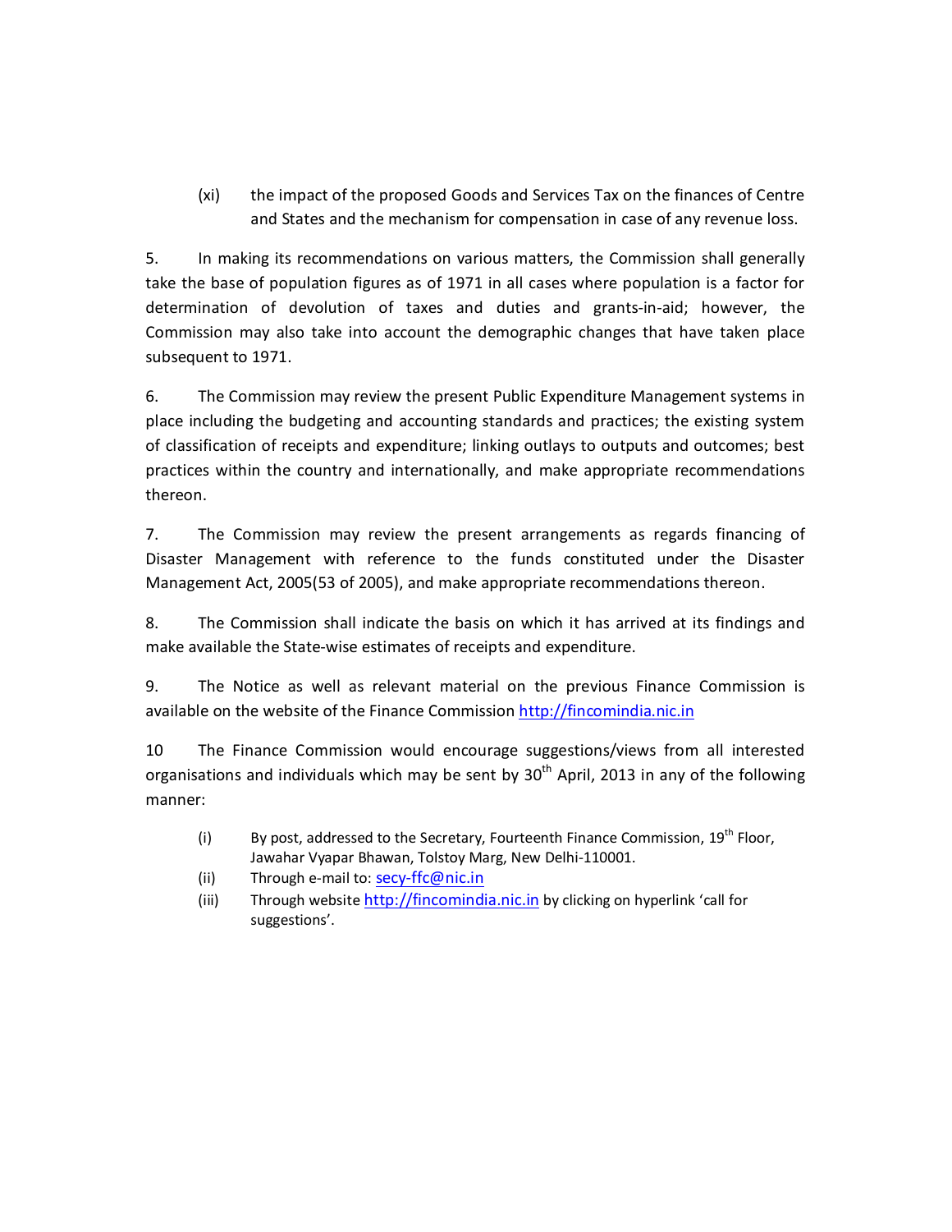(xi) the impact of the proposed Goods and Services Tax on the finances of Centre and States and the mechanism for compensation in case of any revenue loss.

5. In making its recommendations on various matters, the Commission shall generally take the base of population figures as of 1971 in all cases where population is a factor for determination of devolution of taxes and duties and grants-in-aid; however, the Commission may also take into account the demographic changes that have taken place subsequent to 1971.

6. The Commission may review the present Public Expenditure Management systems in place including the budgeting and accounting standards and practices; the existing system of classification of receipts and expenditure; linking outlays to outputs and outcomes; best practices within the country and internationally, and make appropriate recommendations thereon.

7. The Commission may review the present arrangements as regards financing of Disaster Management with reference to the funds constituted under the Disaster Management Act, 2005(53 of 2005), and make appropriate recommendations thereon.

8. The Commission shall indicate the basis on which it has arrived at its findings and make available the State-wise estimates of receipts and expenditure.

9. The Notice as well as relevant material on the previous Finance Commission is available on the website of the Finance Commission http://fincomindia.nic.in

10 The Finance Commission would encourage suggestions/views from all interested organisations and individuals which may be sent by 30th April, 2013 in any of the following manner:

(i) By post, addressed to the Secretary, Fourteenth Finance Commission, 19th Floor, Jawahar Vyapar Bhawan, Tolstoy Marg, New Delhi-110001.

(ii) Through e-mail to: secy-ffc@nic.in

(iii) Through website http://fincomindia.nic.in by clicking on hyperlink 'call for suggestions'.